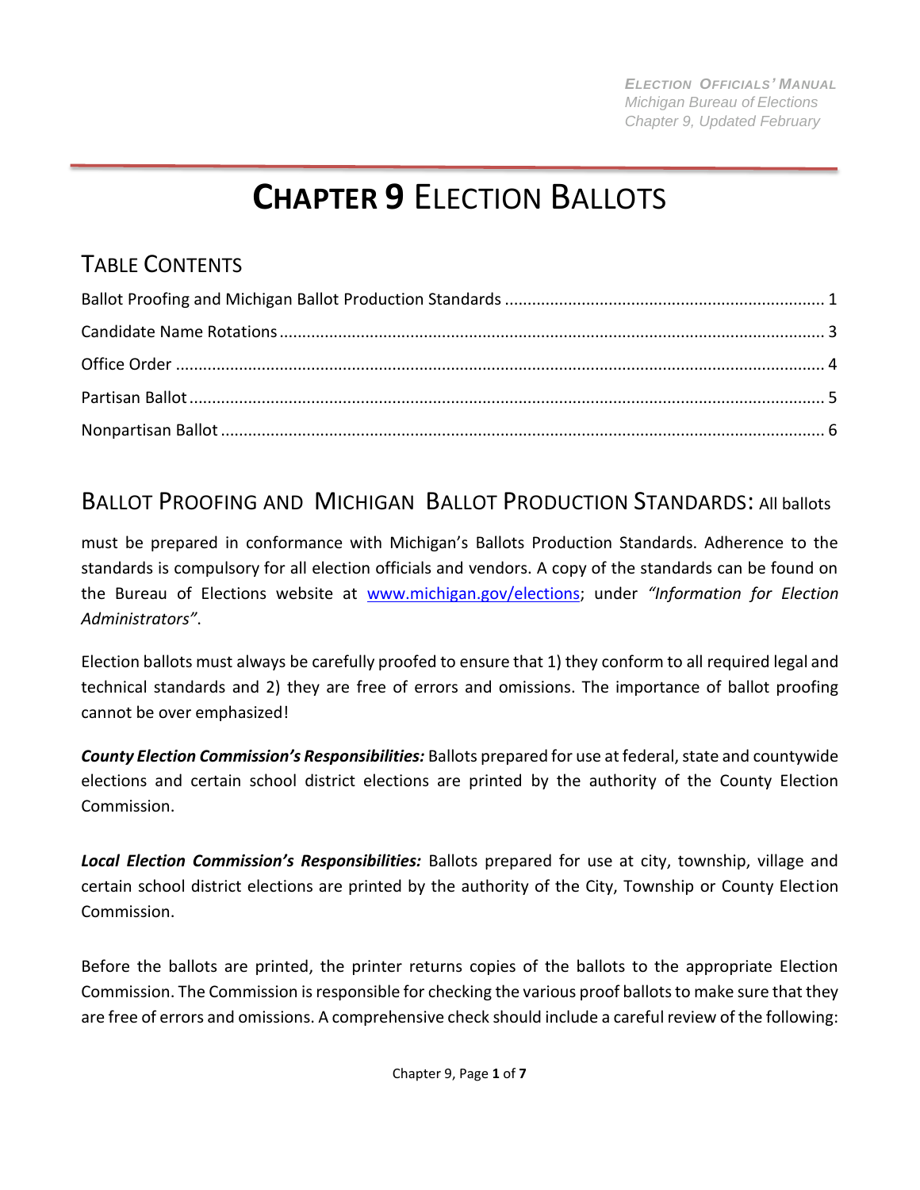# CHAPTER 9 ELECTION BALLOTS

## TABLE CONTENTS

Ballot Proofing and Michigan Ballot Production Standards ..... 1
Candidate Name Rotations ..... 3
Office Order ..... 4
Partisan Ballot ..... 5
Nonpartisan Ballot ..... 6

## BALLOT PROOFING AND MICHIGAN BALLOT PRODUCTION STANDARDS: All ballots

must be prepared in conformance with Michigan's Ballots Production Standards. Adherence to the standards is compulsory for all election officials and vendors. A copy of the standards can be found on the Bureau of Elections website at www.michigan.gov/elections; under *"Information for Election Administrators"*.

Election ballots must always be carefully proofed to ensure that 1) they conform to all required legal and technical standards and 2) they are free of errors and omissions. The importance of ballot proofing cannot be over emphasized!

***County Election Commission's Responsibilities:*** Ballots prepared for use at federal, state and countywide elections and certain school district elections are printed by the authority of the County Election Commission.

***Local Election Commission's Responsibilities:*** Ballots prepared for use at city, township, village and certain school district elections are printed by the authority of the City, Township or County Election Commission.

Before the ballots are printed, the printer returns copies of the ballots to the appropriate Election Commission. The Commission is responsible for checking the various proof ballots to make sure that they are free of errors and omissions. A comprehensive check should include a careful review of the following: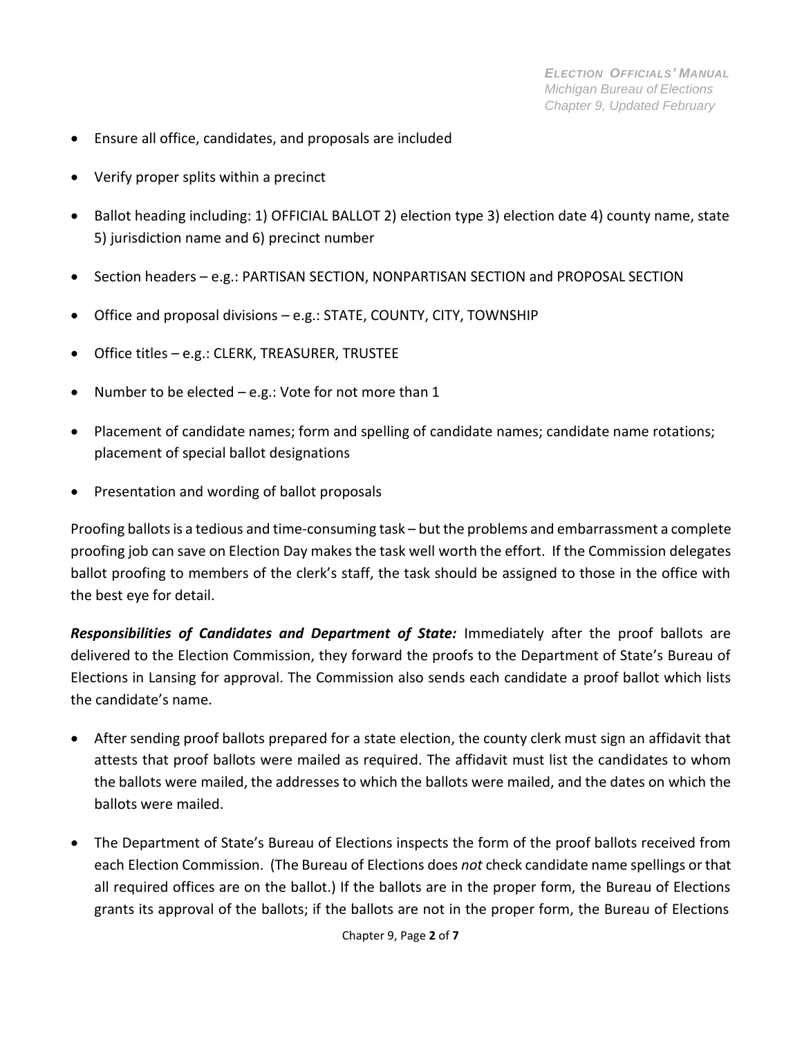- Ensure all office, candidates, and proposals are included
- Verify proper splits within a precinct
- Ballot heading including: 1) OFFICIAL BALLOT 2) election type 3) election date 4) county name, state 5) jurisdiction name and 6) precinct number
- Section headers – e.g.: PARTISAN SECTION, NONPARTISAN SECTION and PROPOSAL SECTION
- Office and proposal divisions – e.g.: STATE, COUNTY, CITY, TOWNSHIP
- Office titles – e.g.: CLERK, TREASURER, TRUSTEE
- Number to be elected – e.g.: Vote for not more than 1
- Placement of candidate names; form and spelling of candidate names; candidate name rotations; placement of special ballot designations
- Presentation and wording of ballot proposals

Proofing ballots is a tedious and time-consuming task – but the problems and embarrassment a complete proofing job can save on Election Day makes the task well worth the effort. If the Commission delegates ballot proofing to members of the clerk's staff, the task should be assigned to those in the office with the best eye for detail.

***Responsibilities of Candidates and Department of State:*** Immediately after the proof ballots are delivered to the Election Commission, they forward the proofs to the Department of State's Bureau of Elections in Lansing for approval. The Commission also sends each candidate a proof ballot which lists the candidate's name.

- After sending proof ballots prepared for a state election, the county clerk must sign an affidavit that attests that proof ballots were mailed as required. The affidavit must list the candidates to whom the ballots were mailed, the addresses to which the ballots were mailed, and the dates on which the ballots were mailed.
- The Department of State's Bureau of Elections inspects the form of the proof ballots received from each Election Commission. (The Bureau of Elections does *not* check candidate name spellings or that all required offices are on the ballot.) If the ballots are in the proper form, the Bureau of Elections grants its approval of the ballots; if the ballots are not in the proper form, the Bureau of Elections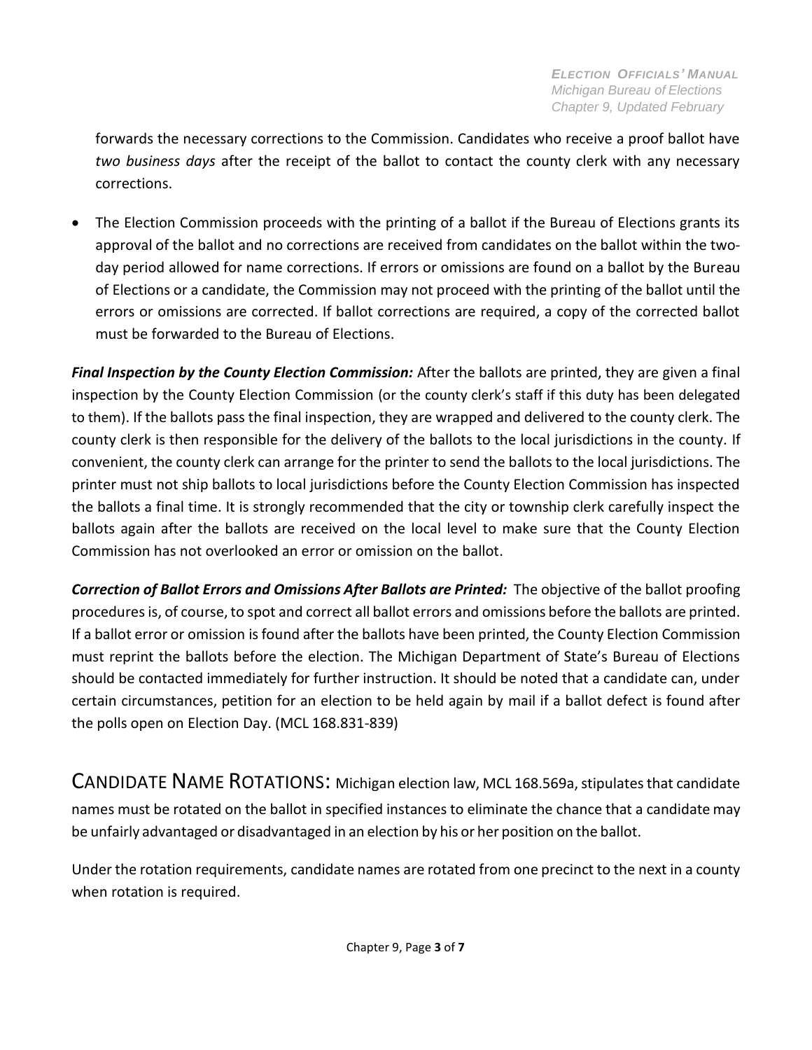forwards the necessary corrections to the Commission. Candidates who receive a proof ballot have *two business days* after the receipt of the ballot to contact the county clerk with any necessary corrections.

- The Election Commission proceeds with the printing of a ballot if the Bureau of Elections grants its approval of the ballot and no corrections are received from candidates on the ballot within the two-day period allowed for name corrections. If errors or omissions are found on a ballot by the Bureau of Elections or a candidate, the Commission may not proceed with the printing of the ballot until the errors or omissions are corrected. If ballot corrections are required, a copy of the corrected ballot must be forwarded to the Bureau of Elections.

***Final Inspection by the County Election Commission:*** After the ballots are printed, they are given a final inspection by the County Election Commission (or the county clerk's staff if this duty has been delegated to them). If the ballots pass the final inspection, they are wrapped and delivered to the county clerk. The county clerk is then responsible for the delivery of the ballots to the local jurisdictions in the county. If convenient, the county clerk can arrange for the printer to send the ballots to the local jurisdictions. The printer must not ship ballots to local jurisdictions before the County Election Commission has inspected the ballots a final time. It is strongly recommended that the city or township clerk carefully inspect the ballots again after the ballots are received on the local level to make sure that the County Election Commission has not overlooked an error or omission on the ballot.

***Correction of Ballot Errors and Omissions After Ballots are Printed:*** The objective of the ballot proofing procedures is, of course, to spot and correct all ballot errors and omissions before the ballots are printed. If a ballot error or omission is found after the ballots have been printed, the County Election Commission must reprint the ballots before the election. The Michigan Department of State's Bureau of Elections should be contacted immediately for further instruction. It should be noted that a candidate can, under certain circumstances, petition for an election to be held again by mail if a ballot defect is found after the polls open on Election Day. (MCL 168.831-839)

## CANDIDATE NAME ROTATIONS:

Michigan election law, MCL 168.569a, stipulates that candidate names must be rotated on the ballot in specified instances to eliminate the chance that a candidate may be unfairly advantaged or disadvantaged in an election by his or her position on the ballot.

Under the rotation requirements, candidate names are rotated from one precinct to the next in a county when rotation is required.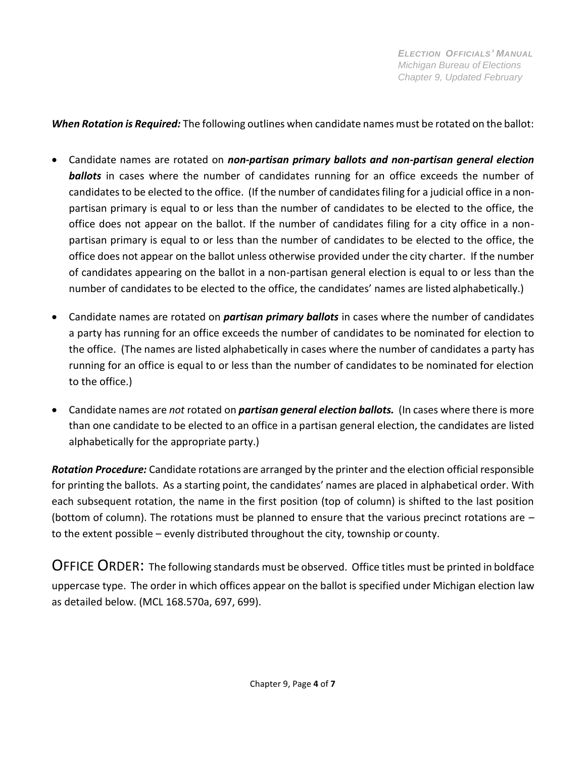***When Rotation is Required:*** The following outlines when candidate names must be rotated on the ballot:

- Candidate names are rotated on ***non-partisan primary ballots and non-partisan general election ballots*** in cases where the number of candidates running for an office exceeds the number of candidates to be elected to the office. (If the number of candidates filing for a judicial office in a non-partisan primary is equal to or less than the number of candidates to be elected to the office, the office does not appear on the ballot. If the number of candidates filing for a city office in a non-partisan primary is equal to or less than the number of candidates to be elected to the office, the office does not appear on the ballot unless otherwise provided under the city charter. If the number of candidates appearing on the ballot in a non-partisan general election is equal to or less than the number of candidates to be elected to the office, the candidates' names are listed alphabetically.)

- Candidate names are rotated on ***partisan primary ballots*** in cases where the number of candidates a party has running for an office exceeds the number of candidates to be nominated for election to the office. (The names are listed alphabetically in cases where the number of candidates a party has running for an office is equal to or less than the number of candidates to be nominated for election to the office.)

- Candidate names are *not* rotated on ***partisan general election ballots.*** (In cases where there is more than one candidate to be elected to an office in a partisan general election, the candidates are listed alphabetically for the appropriate party.)

***Rotation Procedure:*** Candidate rotations are arranged by the printer and the election official responsible for printing the ballots. As a starting point, the candidates' names are placed in alphabetical order. With each subsequent rotation, the name in the first position (top of column) is shifted to the last position (bottom of column). The rotations must be planned to ensure that the various precinct rotations are – to the extent possible – evenly distributed throughout the city, township or county.

## OFFICE ORDER:

The following standards must be observed. Office titles must be printed in boldface uppercase type. The order in which offices appear on the ballot is specified under Michigan election law as detailed below. (MCL 168.570a, 697, 699).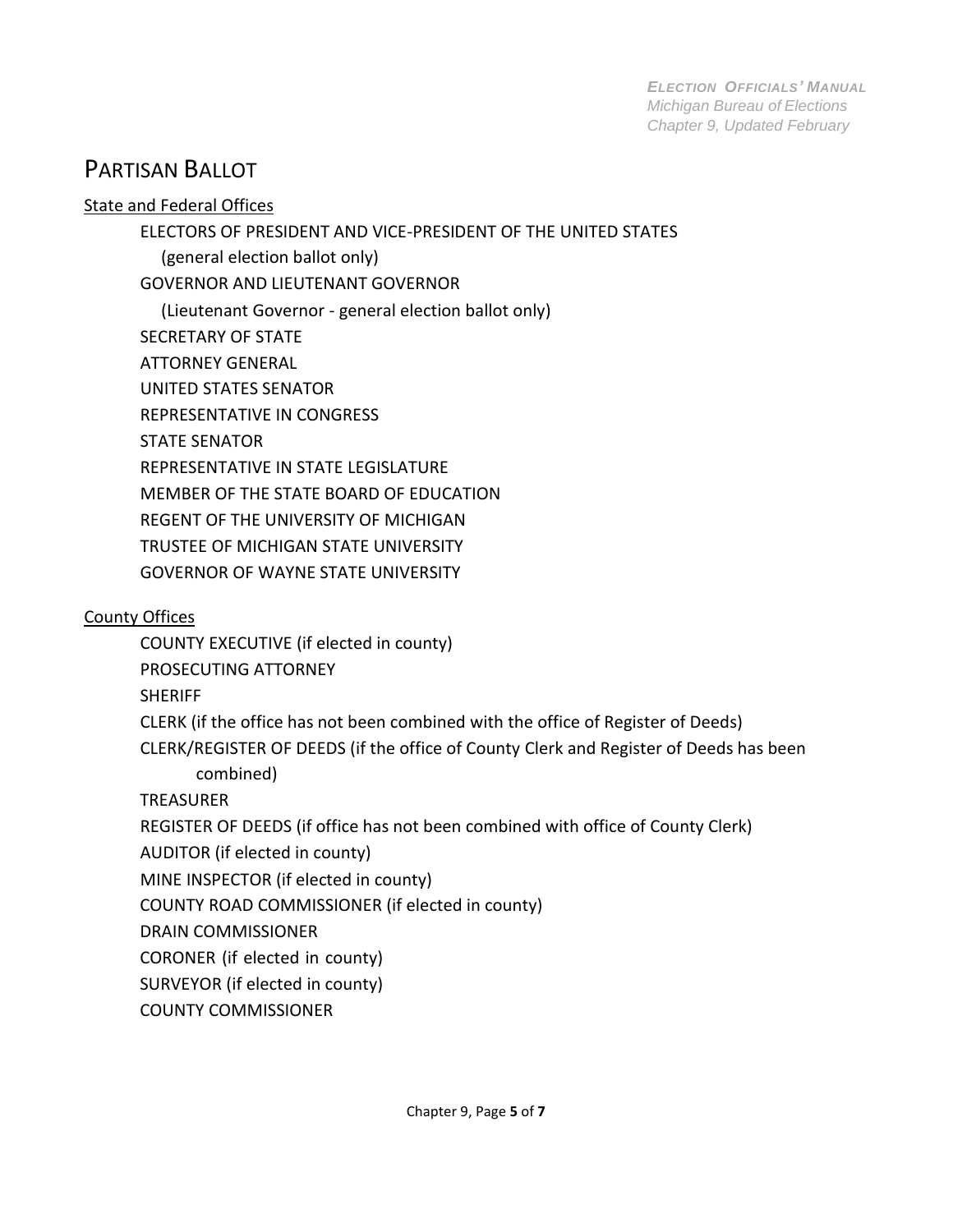## Partisan Ballot

State and Federal Offices

- ELECTORS OF PRESIDENT AND VICE-PRESIDENT OF THE UNITED STATES (general election ballot only)
- GOVERNOR AND LIEUTENANT GOVERNOR (Lieutenant Governor - general election ballot only)
- SECRETARY OF STATE
- ATTORNEY GENERAL
- UNITED STATES SENATOR
- REPRESENTATIVE IN CONGRESS
- STATE SENATOR
- REPRESENTATIVE IN STATE LEGISLATURE
- MEMBER OF THE STATE BOARD OF EDUCATION
- REGENT OF THE UNIVERSITY OF MICHIGAN
- TRUSTEE OF MICHIGAN STATE UNIVERSITY
- GOVERNOR OF WAYNE STATE UNIVERSITY

County Offices

- COUNTY EXECUTIVE (if elected in county)
- PROSECUTING ATTORNEY
- SHERIFF
- CLERK (if the office has not been combined with the office of Register of Deeds)
- CLERK/REGISTER OF DEEDS (if the office of County Clerk and Register of Deeds has been combined)
- TREASURER
- REGISTER OF DEEDS (if office has not been combined with office of County Clerk)
- AUDITOR (if elected in county)
- MINE INSPECTOR (if elected in county)
- COUNTY ROAD COMMISSIONER (if elected in county)
- DRAIN COMMISSIONER
- CORONER (if elected in county)
- SURVEYOR (if elected in county)
- COUNTY COMMISSIONER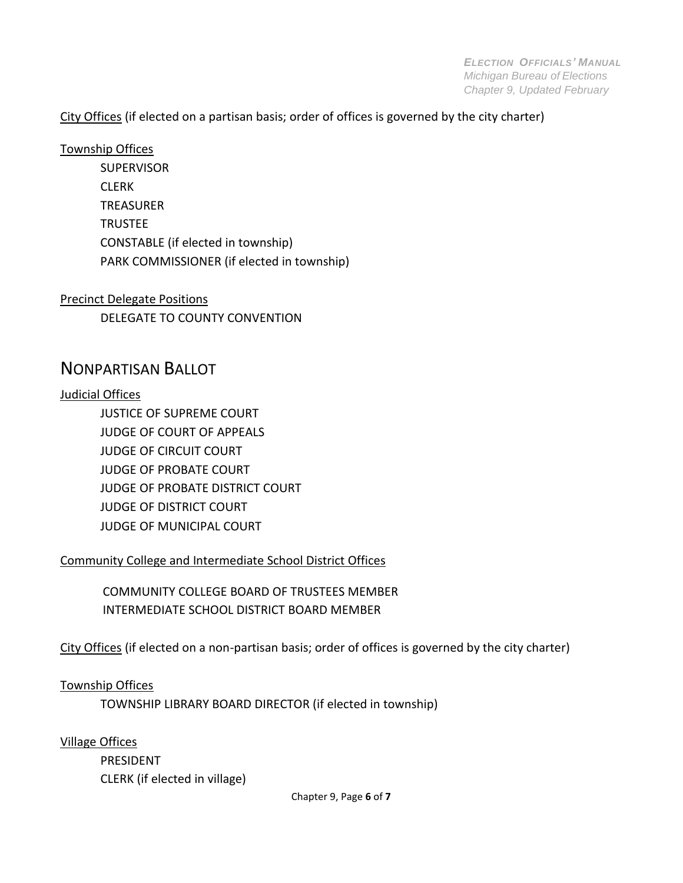City Offices (if elected on a partisan basis; order of offices is governed by the city charter)

Township Offices

- SUPERVISOR
- CLERK
- TREASURER
- TRUSTEE
- CONSTABLE (if elected in township)
- PARK COMMISSIONER (if elected in township)

Precinct Delegate Positions

- DELEGATE TO COUNTY CONVENTION

## NONPARTISAN BALLOT

Judicial Offices

- JUSTICE OF SUPREME COURT
- JUDGE OF COURT OF APPEALS
- JUDGE OF CIRCUIT COURT
- JUDGE OF PROBATE COURT
- JUDGE OF PROBATE DISTRICT COURT
- JUDGE OF DISTRICT COURT
- JUDGE OF MUNICIPAL COURT

Community College and Intermediate School District Offices

- COMMUNITY COLLEGE BOARD OF TRUSTEES MEMBER
- INTERMEDIATE SCHOOL DISTRICT BOARD MEMBER

City Offices (if elected on a non-partisan basis; order of offices is governed by the city charter)

Township Offices

- TOWNSHIP LIBRARY BOARD DIRECTOR (if elected in township)

Village Offices

- PRESIDENT
- CLERK (if elected in village)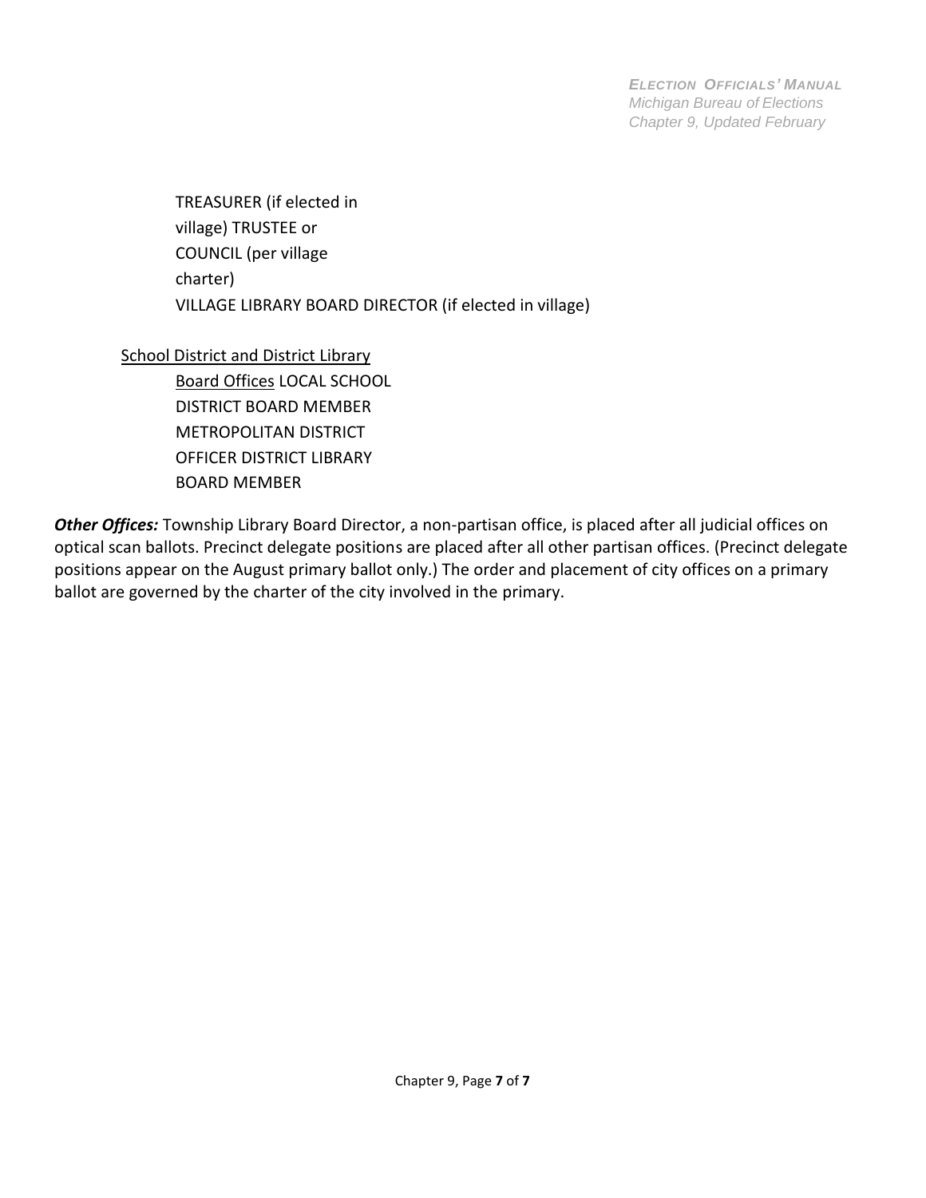TREASURER (if elected in village)
TRUSTEE or COUNCIL (per village charter)
VILLAGE LIBRARY BOARD DIRECTOR (if elected in village)

<u>School District and District Library Board Offices</u>
LOCAL SCHOOL DISTRICT BOARD MEMBER
METROPOLITAN DISTRICT OFFICER
DISTRICT LIBRARY BOARD MEMBER

***Other Offices:*** Township Library Board Director, a non-partisan office, is placed after all judicial offices on optical scan ballots. Precinct delegate positions are placed after all other partisan offices. (Precinct delegate positions appear on the August primary ballot only.) The order and placement of city offices on a primary ballot are governed by the charter of the city involved in the primary.